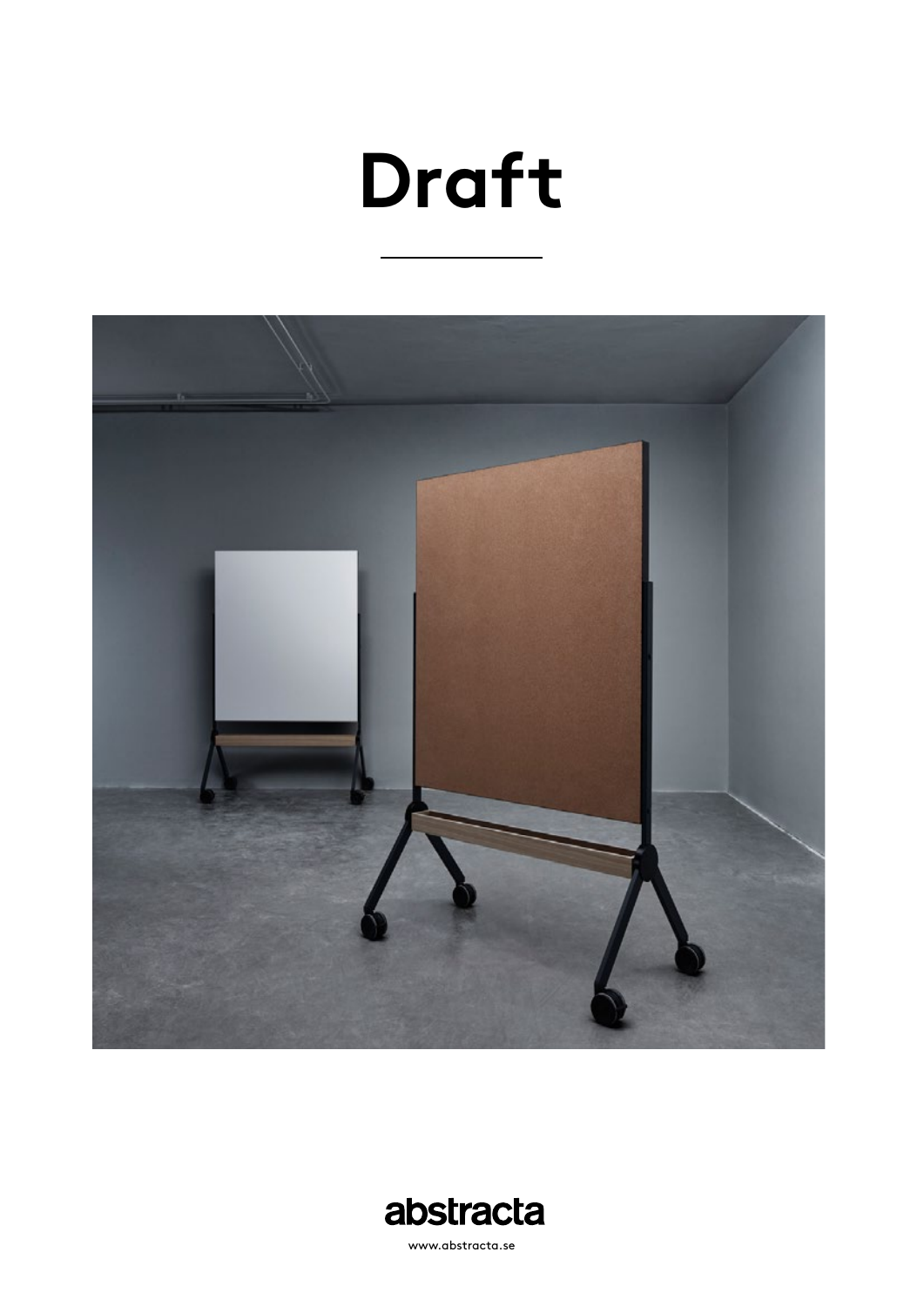# Draft

abstracta

www.abstracta.se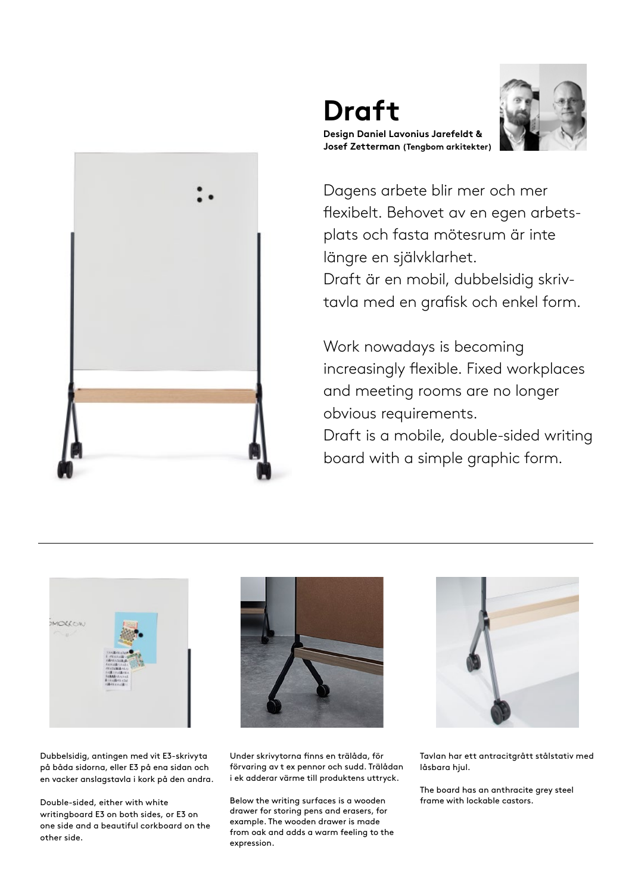# Draft

**Design Daniel Lavonius Jarefeldt & Josef Zetterman (Tengbom arkitekter)**

Dagens arbete blir mer och mer flexibelt. Behovet av en egen arbetsplats och fasta mötesrum är inte längre en självklarhet.
Draft är en mobil, dubbelsidig skrivtavla med en grafisk och enkel form.

Work nowadays is becoming increasingly flexible. Fixed workplaces and meeting rooms are no longer obvious requirements.
Draft is a mobile, double-sided writing board with a simple graphic form.

---

Dubbelsidig, antingen med vit E3-skrivyta på båda sidorna, eller E3 på ena sidan och en vacker anslagstavla i kork på den andra.

Double-sided, either with white writingboard E3 on both sides, or E3 on one side and a beautiful corkboard on the other side.

Under skrivytorna finns en trälåda, för förvaring av t ex pennor och sudd. Trälådan i ek adderar värme till produktens uttryck.

Below the writing surfaces is a wooden drawer for storing pens and erasers, for example. The wooden drawer is made from oak and adds a warm feeling to the expression.

Tavlan har ett antracitgrått stålstativ med låsbara hjul.

The board has an anthracite grey steel frame with lockable castors.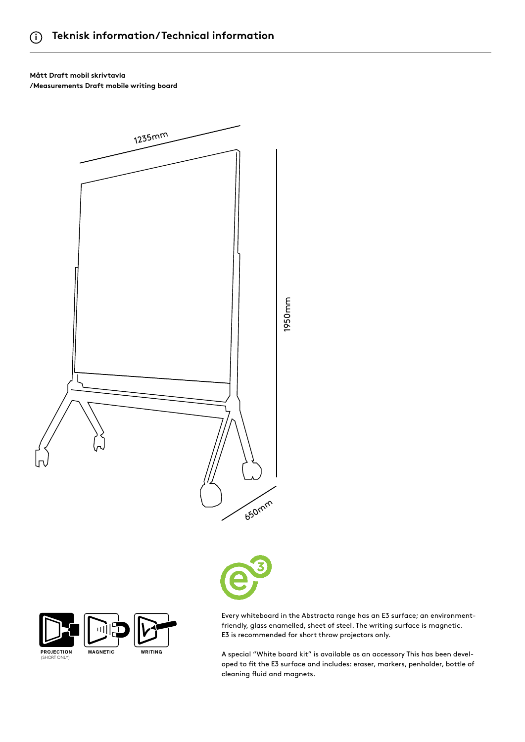## ⓘ Teknisk information/Technical information

**Mått Draft mobil skrivtavla**
**/Measurements Draft mobile writing board**

1235mm

1950mm

650mm

PROJECTION (SHORT ONLY)

MAGNETIC

WRITING

Every whiteboard in the Abstracta range has an E3 surface; an environment-friendly, glass enamelled, sheet of steel. The writing surface is magnetic. E3 is recommended for short throw projectors only.

A special "White board kit" is available as an accessory This has been developed to fit the E3 surface and includes: eraser, markers, penholder, bottle of cleaning fluid and magnets.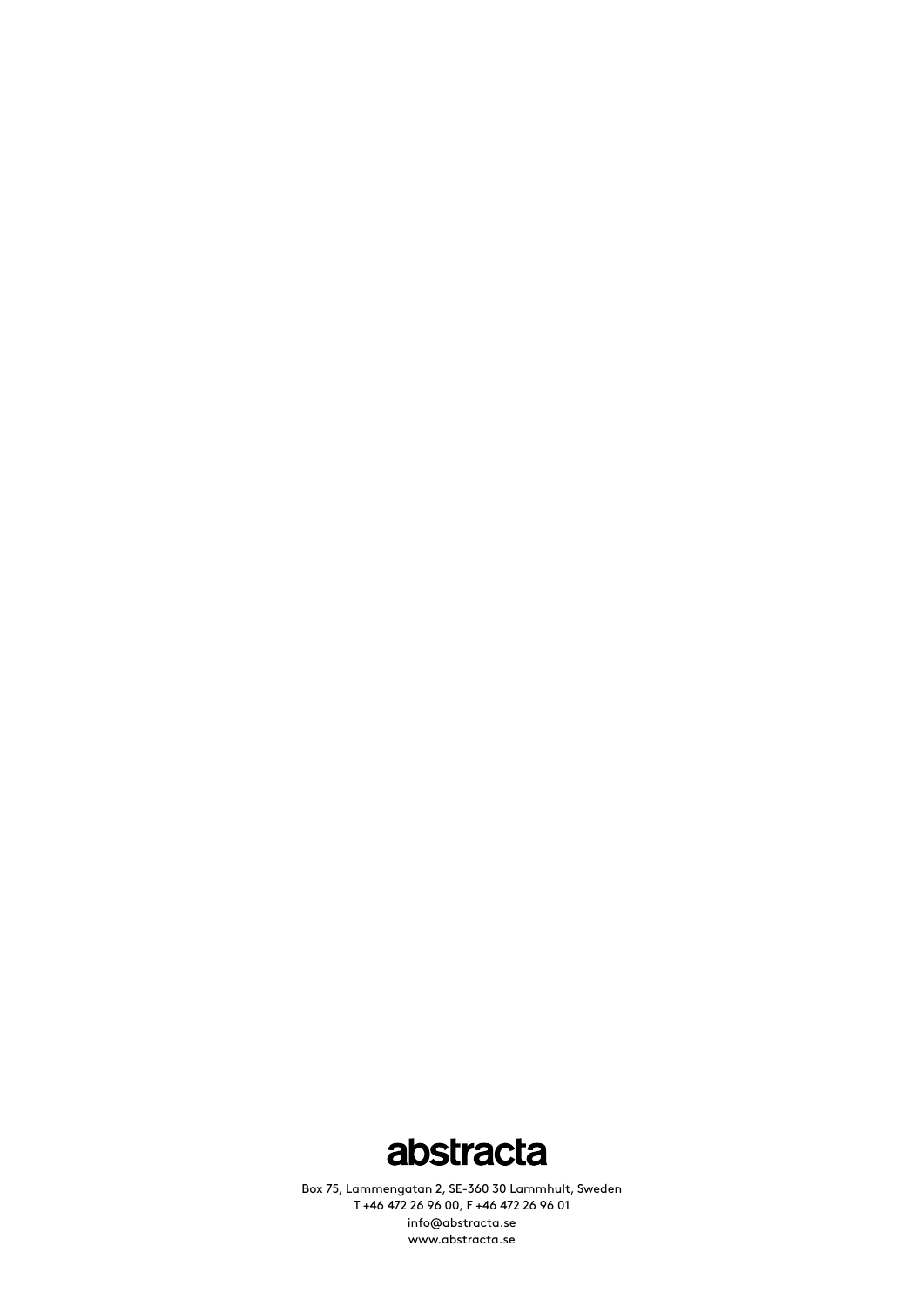**abstracta**

Box 75, Lammengatan 2, SE-360 30 Lammhult, Sweden
T +46 472 26 96 00, F +46 472 26 96 01
info@abstracta.se
www.abstracta.se